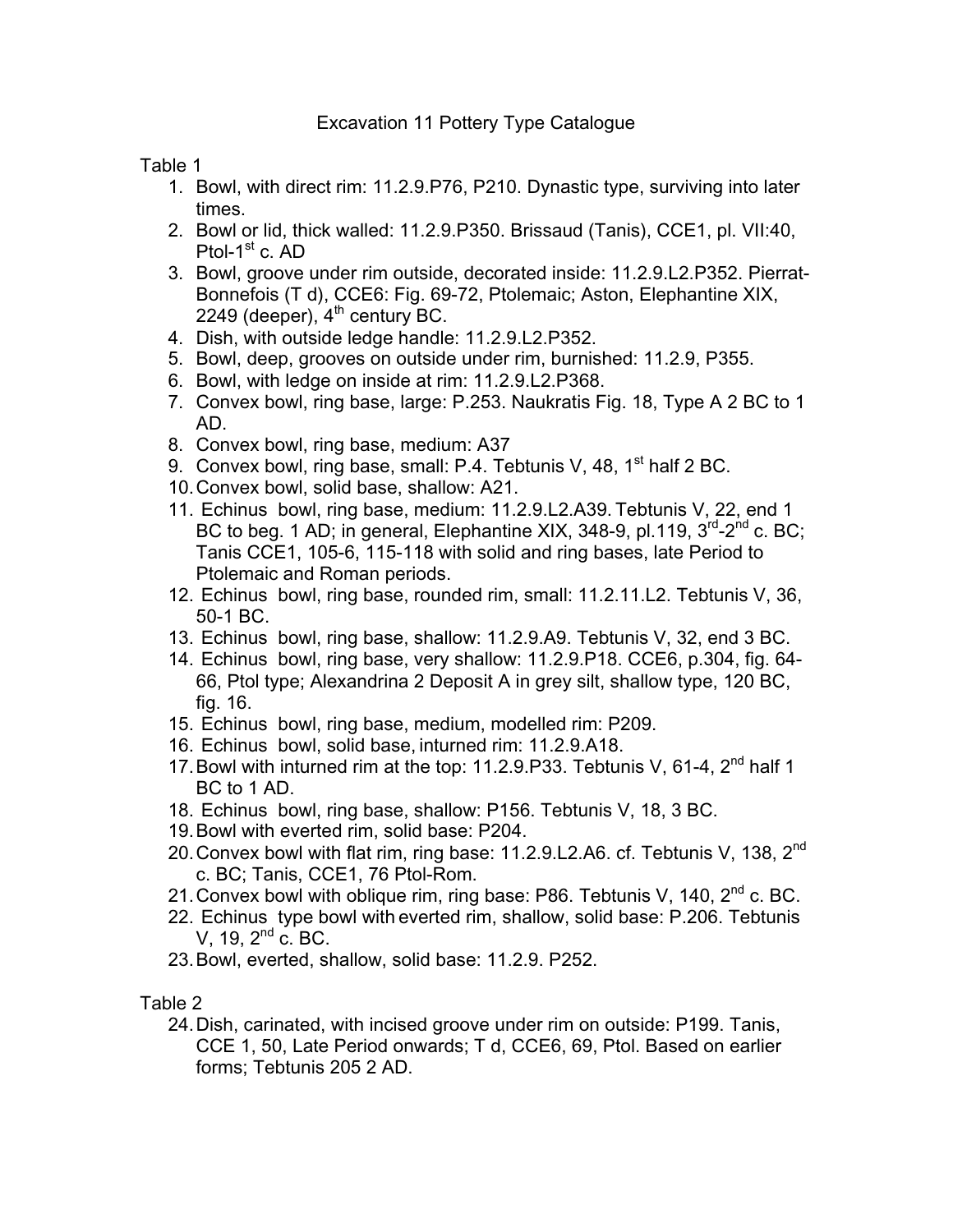# Excavation 11 Pottery Type Catalogue

Table 1

1. Bowl, with direct rim: 11.2.9.P76, P210. Dynastic type, surviving into later times.
2. Bowl or lid, thick walled: 11.2.9.P350. Brissaud (Tanis), CCE1, pl. VII:40, Ptol-1st c. AD
3. Bowl, groove under rim outside, decorated inside: 11.2.9.L2.P352. Pierrat-Bonnefois (T d), CCE6: Fig. 69-72, Ptolemaic; Aston, Elephantine XIX, 2249 (deeper), 4th century BC.
4. Dish, with outside ledge handle: 11.2.9.L2.P352.
5. Bowl, deep, grooves on outside under rim, burnished: 11.2.9, P355.
6. Bowl, with ledge on inside at rim: 11.2.9.L2.P368.
7. Convex bowl, ring base, large: P.253. Naukratis Fig. 18, Type A 2 BC to 1 AD.
8. Convex bowl, ring base, medium: A37
9. Convex bowl, ring base, small: P.4. Tebtunis V, 48, 1st half 2 BC.
10. Convex bowl, solid base, shallow: A21.
11. Echinus bowl, ring base, medium: 11.2.9.L2.A39. Tebtunis V, 22, end 1 BC to beg. 1 AD; in general, Elephantine XIX, 348-9, pl.119, 3rd-2nd c. BC; Tanis CCE1, 105-6, 115-118 with solid and ring bases, late Period to Ptolemaic and Roman periods.
12. Echinus bowl, ring base, rounded rim, small: 11.2.11.L2. Tebtunis V, 36, 50-1 BC.
13. Echinus bowl, ring base, shallow: 11.2.9.A9. Tebtunis V, 32, end 3 BC.
14. Echinus bowl, ring base, very shallow: 11.2.9.P18. CCE6, p.304, fig. 64-66, Ptol type; Alexandrina 2 Deposit A in grey silt, shallow type, 120 BC, fig. 16.
15. Echinus bowl, ring base, medium, modelled rim: P209.
16. Echinus bowl, solid base, inturned rim: 11.2.9.A18.
17. Bowl with inturned rim at the top: 11.2.9.P33. Tebtunis V, 61-4, 2nd half 1 BC to 1 AD.
18. Echinus bowl, ring base, shallow: P156. Tebtunis V, 18, 3 BC.
19. Bowl with everted rim, solid base: P204.
20. Convex bowl with flat rim, ring base: 11.2.9.L2.A6. cf. Tebtunis V, 138, 2nd c. BC; Tanis, CCE1, 76 Ptol-Rom.
21. Convex bowl with oblique rim, ring base: P86. Tebtunis V, 140, 2nd c. BC.
22. Echinus type bowl with everted rim, shallow, solid base: P.206. Tebtunis V, 19, 2nd c. BC.
23. Bowl, everted, shallow, solid base: 11.2.9. P252.

Table 2

24. Dish, carinated, with incised groove under rim on outside: P199. Tanis, CCE 1, 50, Late Period onwards; T d, CCE6, 69, Ptol. Based on earlier forms; Tebtunis 205 2 AD.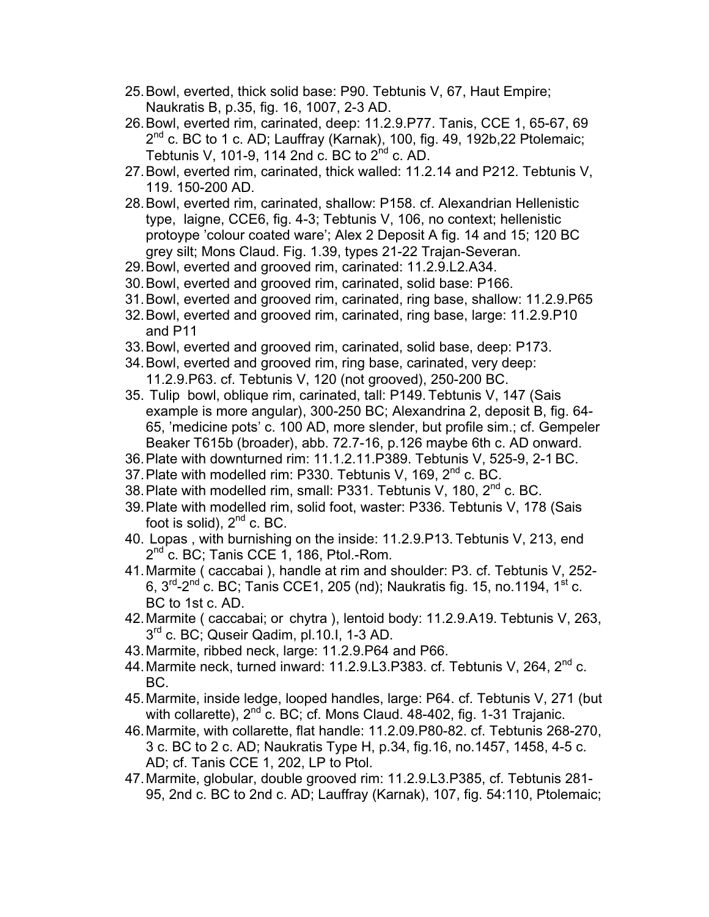25. Bowl, everted, thick solid base: P90. Tebtunis V, 67, Haut Empire; Naukratis B, p.35, fig. 16, 1007, 2-3 AD.
26. Bowl, everted rim, carinated, deep: 11.2.9.P77. Tanis, CCE 1, 65-67, 69 2nd c. BC to 1 c. AD; Lauffray (Karnak), 100, fig. 49, 192b,22 Ptolemaic; Tebtunis V, 101-9, 114 2nd c. BC to 2nd c. AD.
27. Bowl, everted rim, carinated, thick walled: 11.2.14 and P212. Tebtunis V, 119. 150-200 AD.
28. Bowl, everted rim, carinated, shallow: P158. cf. Alexandrian Hellenistic type, laigne, CCE6, fig. 4-3; Tebtunis V, 106, no context; hellenistic protoype 'colour coated ware'; Alex 2 Deposit A fig. 14 and 15; 120 BC grey silt; Mons Claud. Fig. 1.39, types 21-22 Trajan-Severan.
29. Bowl, everted and grooved rim, carinated: 11.2.9.L2.A34.
30. Bowl, everted and grooved rim, carinated, solid base: P166.
31. Bowl, everted and grooved rim, carinated, ring base, shallow: 11.2.9.P65
32. Bowl, everted and grooved rim, carinated, ring base, large: 11.2.9.P10 and P11
33. Bowl, everted and grooved rim, carinated, solid base, deep: P173.
34. Bowl, everted and grooved rim, ring base, carinated, very deep: 11.2.9.P63. cf. Tebtunis V, 120 (not grooved), 250-200 BC.
35. Tulip bowl, oblique rim, carinated, tall: P149. Tebtunis V, 147 (Sais example is more angular), 300-250 BC; Alexandrina 2, deposit B, fig. 64-65, 'medicine pots' c. 100 AD, more slender, but profile sim.; cf. Gempeler Beaker T615b (broader), abb. 72.7-16, p.126 maybe 6th c. AD onward.
36. Plate with downturned rim: 11.1.2.11.P389. Tebtunis V, 525-9, 2-1 BC.
37. Plate with modelled rim: P330. Tebtunis V, 169, 2nd c. BC.
38. Plate with modelled rim, small: P331. Tebtunis V, 180, 2nd c. BC.
39. Plate with modelled rim, solid foot, waster: P336. Tebtunis V, 178 (Sais foot is solid), 2nd c. BC.
40. Lopas , with burnishing on the inside: 11.2.9.P13. Tebtunis V, 213, end 2nd c. BC; Tanis CCE 1, 186, Ptol.-Rom.
41. Marmite ( caccabai ), handle at rim and shoulder: P3. cf. Tebtunis V, 252-6, 3rd-2nd c. BC; Tanis CCE1, 205 (nd); Naukratis fig. 15, no.1194, 1st c. BC to 1st c. AD.
42. Marmite ( caccabai; or chytra ), lentoid body: 11.2.9.A19. Tebtunis V, 263, 3rd c. BC; Quseir Qadim, pl.10.I, 1-3 AD.
43. Marmite, ribbed neck, large: 11.2.9.P64 and P66.
44. Marmite neck, turned inward: 11.2.9.L3.P383. cf. Tebtunis V, 264, 2nd c. BC.
45. Marmite, inside ledge, looped handles, large: P64. cf. Tebtunis V, 271 (but with collarette), 2nd c. BC; cf. Mons Claud. 48-402, fig. 1-31 Trajanic.
46. Marmite, with collarette, flat handle: 11.2.09.P80-82. cf. Tebtunis 268-270, 3 c. BC to 2 c. AD; Naukratis Type H, p.34, fig.16, no.1457, 1458, 4-5 c. AD; cf. Tanis CCE 1, 202, LP to Ptol.
47. Marmite, globular, double grooved rim: 11.2.9.L3.P385, cf. Tebtunis 281-95, 2nd c. BC to 2nd c. AD; Lauffray (Karnak), 107, fig. 54:110, Ptolemaic;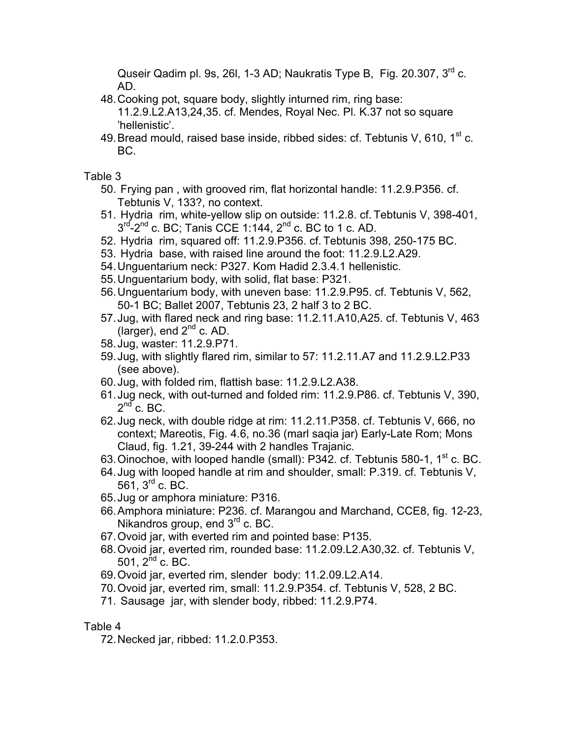Quseir Qadim pl. 9s, 26l, 1-3 AD; Naukratis Type B, Fig. 20.307, 3rd c. AD.

48. Cooking pot, square body, slightly inturned rim, ring base: 11.2.9.L2.A13,24,35. cf. Mendes, Royal Nec. Pl. K.37 not so square 'hellenistic'.
49. Bread mould, raised base inside, ribbed sides: cf. Tebtunis V, 610, 1st c. BC.

Table 3

50. Frying pan , with grooved rim, flat horizontal handle: 11.2.9.P356. cf. Tebtunis V, 133?, no context.
51. Hydria rim, white-yellow slip on outside: 11.2.8. cf. Tebtunis V, 398-401, 3rd-2nd c. BC; Tanis CCE 1:144, 2nd c. BC to 1 c. AD.
52. Hydria rim, squared off: 11.2.9.P356. cf. Tebtunis 398, 250-175 BC.
53. Hydria base, with raised line around the foot: 11.2.9.L2.A29.
54. Unguentarium neck: P327. Kom Hadid 2.3.4.1 hellenistic.
55. Unguentarium body, with solid, flat base: P321.
56. Unguentarium body, with uneven base: 11.2.9.P95. cf. Tebtunis V, 562, 50-1 BC; Ballet 2007, Tebtunis 23, 2 half 3 to 2 BC.
57. Jug, with flared neck and ring base: 11.2.11.A10,A25. cf. Tebtunis V, 463 (larger), end 2nd c. AD.
58. Jug, waster: 11.2.9.P71.
59. Jug, with slightly flared rim, similar to 57: 11.2.11.A7 and 11.2.9.L2.P33 (see above).
60. Jug, with folded rim, flattish base: 11.2.9.L2.A38.
61. Jug neck, with out-turned and folded rim: 11.2.9.P86. cf. Tebtunis V, 390, 2nd c. BC.
62. Jug neck, with double ridge at rim: 11.2.11.P358. cf. Tebtunis V, 666, no context; Mareotis, Fig. 4.6, no.36 (marl saqia jar) Early-Late Rom; Mons Claud, fig. 1.21, 39-244 with 2 handles Trajanic.
63. Oinochoe, with looped handle (small): P342. cf. Tebtunis 580-1, 1st c. BC.
64. Jug with looped handle at rim and shoulder, small: P.319. cf. Tebtunis V, 561, 3rd c. BC.
65. Jug or amphora miniature: P316.
66. Amphora miniature: P236. cf. Marangou and Marchand, CCE8, fig. 12-23, Nikandros group, end 3rd c. BC.
67. Ovoid jar, with everted rim and pointed base: P135.
68. Ovoid jar, everted rim, rounded base: 11.2.09.L2.A30,32. cf. Tebtunis V, 501, 2nd c. BC.
69. Ovoid jar, everted rim, slender body: 11.2.09.L2.A14.
70. Ovoid jar, everted rim, small: 11.2.9.P354. cf. Tebtunis V, 528, 2 BC.
71. Sausage jar, with slender body, ribbed: 11.2.9.P74.

Table 4

72. Necked jar, ribbed: 11.2.0.P353.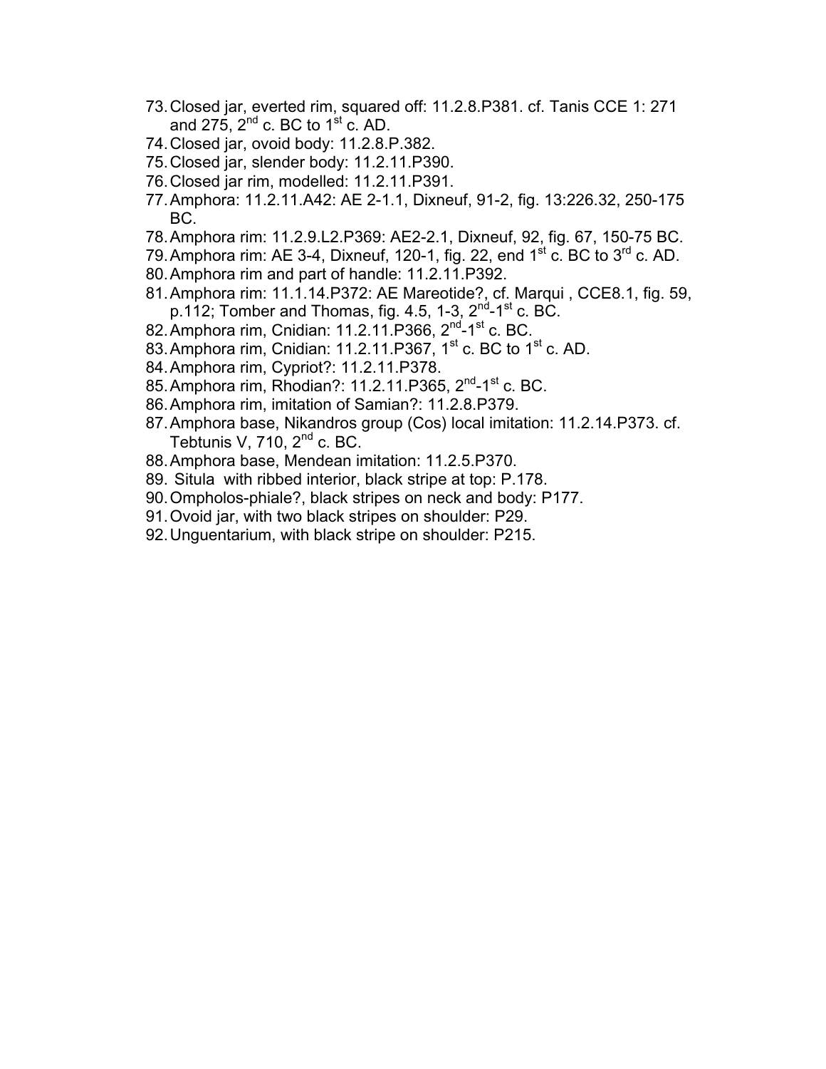73. Closed jar, everted rim, squared off: 11.2.8.P381. cf. Tanis CCE 1: 271 and 275, 2nd c. BC to 1st c. AD.
74. Closed jar, ovoid body: 11.2.8.P.382.
75. Closed jar, slender body: 11.2.11.P390.
76. Closed jar rim, modelled: 11.2.11.P391.
77. Amphora: 11.2.11.A42: AE 2-1.1, Dixneuf, 91-2, fig. 13:226.32, 250-175 BC.
78. Amphora rim: 11.2.9.L2.P369: AE2-2.1, Dixneuf, 92, fig. 67, 150-75 BC.
79. Amphora rim: AE 3-4, Dixneuf, 120-1, fig. 22, end 1st c. BC to 3rd c. AD.
80. Amphora rim and part of handle: 11.2.11.P392.
81. Amphora rim: 11.1.14.P372: AE Mareotide?, cf. Marqui , CCE8.1, fig. 59, p.112; Tomber and Thomas, fig. 4.5, 1-3, 2nd-1st c. BC.
82. Amphora rim, Cnidian: 11.2.11.P366, 2nd-1st c. BC.
83. Amphora rim, Cnidian: 11.2.11.P367, 1st c. BC to 1st c. AD.
84. Amphora rim, Cypriot?: 11.2.11.P378.
85. Amphora rim, Rhodian?: 11.2.11.P365, 2nd-1st c. BC.
86. Amphora rim, imitation of Samian?: 11.2.8.P379.
87. Amphora base, Nikandros group (Cos) local imitation: 11.2.14.P373. cf. Tebtunis V, 710, 2nd c. BC.
88. Amphora base, Mendean imitation: 11.2.5.P370.
89. Situla with ribbed interior, black stripe at top: P.178.
90. Ompholos-phiale?, black stripes on neck and body: P177.
91. Ovoid jar, with two black stripes on shoulder: P29.
92. Unguentarium, with black stripe on shoulder: P215.